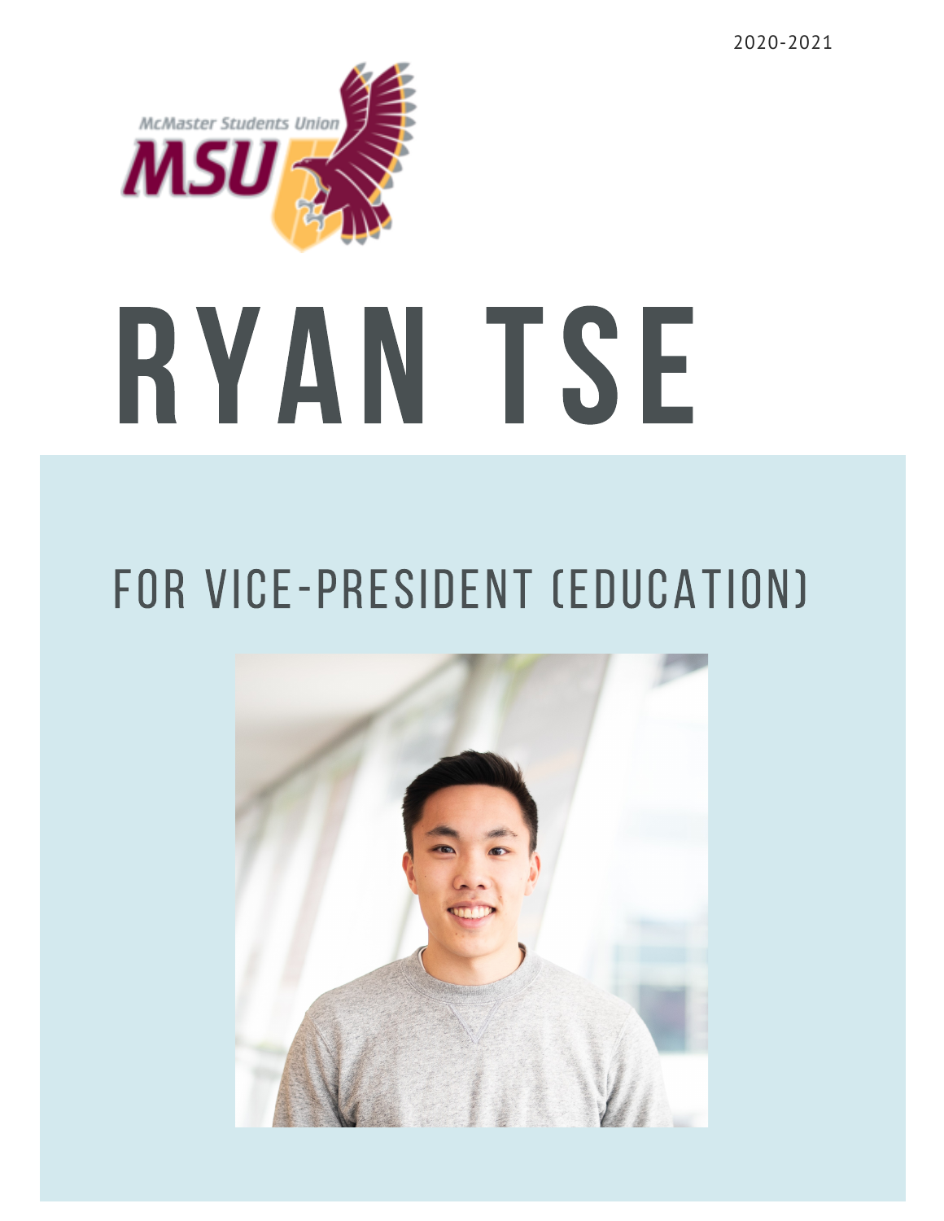2020-2021

McMaster Students Union

MSU

# RYAN TSE

## FOR VICE-PRESIDENT (EDUCATION)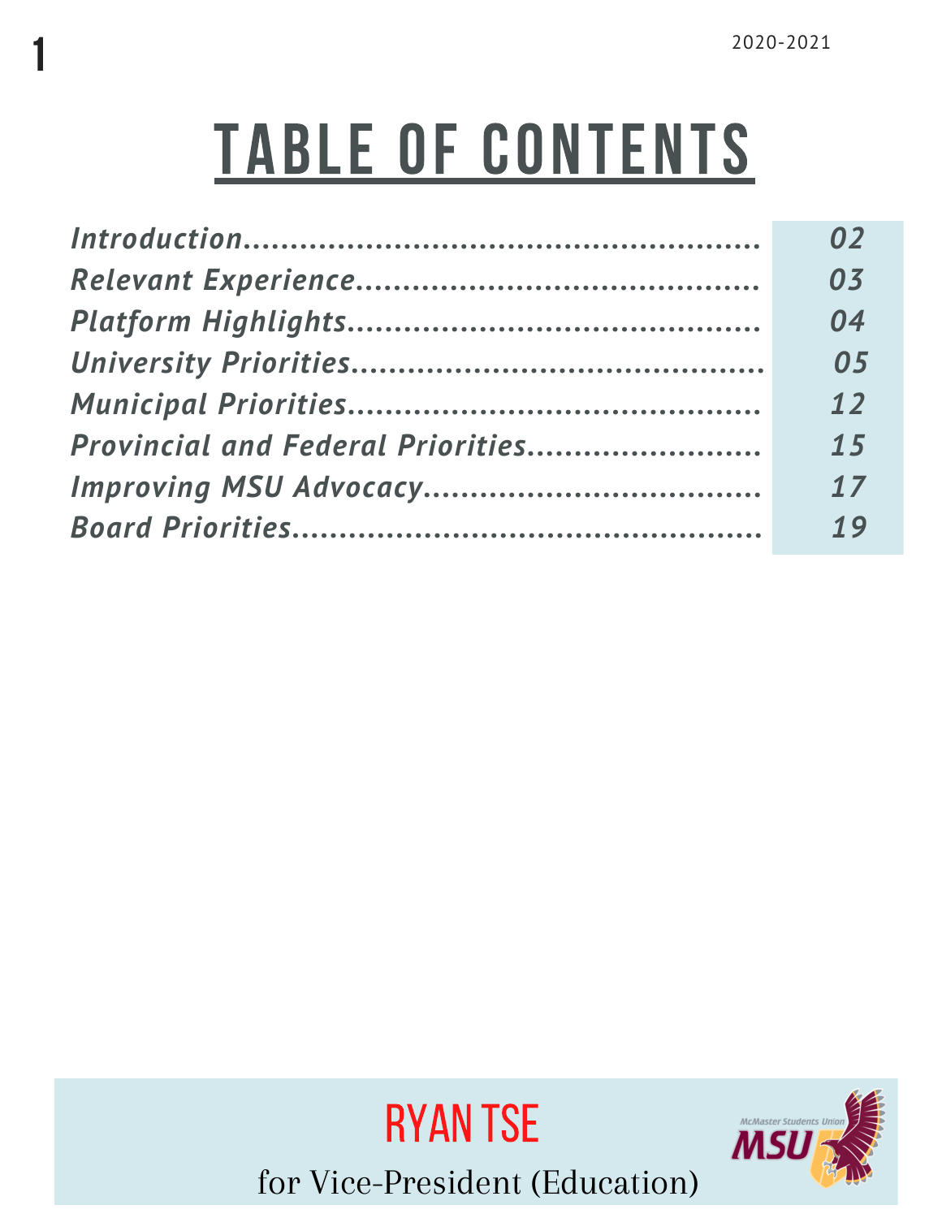2020-2021

# TABLE OF CONTENTS

| | |
|---|---|
| *Introduction* | *02* |
| *Relevant Experience* | *03* |
| *Platform Highlights* | *04* |
| *University Priorities* | *05* |
| *Municipal Priorities* | *12* |
| *Provincial and Federal Priorities* | *15* |
| *Improving MSU Advocacy* | *17* |
| *Board Priorities* | *19* |

RYAN TSE

for Vice-President (Education)

McMaster Students Union MSU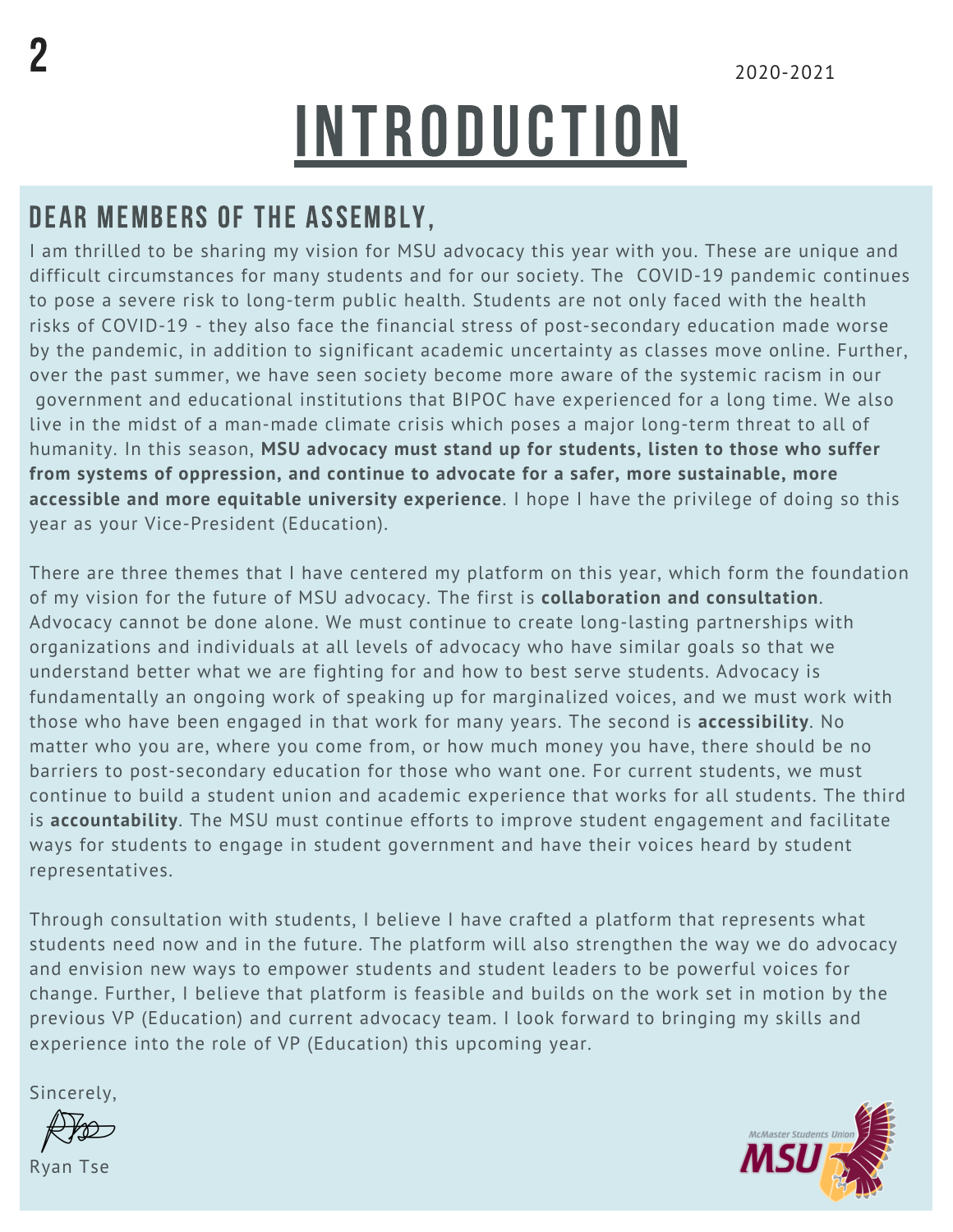2020-2021

# INTRODUCTION

## DEAR MEMBERS OF THE ASSEMBLY,

I am thrilled to be sharing my vision for MSU advocacy this year with you. These are unique and difficult circumstances for many students and for our society. The COVID-19 pandemic continues to pose a severe risk to long-term public health. Students are not only faced with the health risks of COVID-19 - they also face the financial stress of post-secondary education made worse by the pandemic, in addition to significant academic uncertainty as classes move online. Further, over the past summer, we have seen society become more aware of the systemic racism in our government and educational institutions that BIPOC have experienced for a long time. We also live in the midst of a man-made climate crisis which poses a major long-term threat to all of humanity. In this season, **MSU advocacy must stand up for students, listen to those who suffer from systems of oppression, and continue to advocate for a safer, more sustainable, more accessible and more equitable university experience**. I hope I have the privilege of doing so this year as your Vice-President (Education).

There are three themes that I have centered my platform on this year, which form the foundation of my vision for the future of MSU advocacy. The first is **collaboration and consultation**. Advocacy cannot be done alone. We must continue to create long-lasting partnerships with organizations and individuals at all levels of advocacy who have similar goals so that we understand better what we are fighting for and how to best serve students. Advocacy is fundamentally an ongoing work of speaking up for marginalized voices, and we must work with those who have been engaged in that work for many years. The second is **accessibility**. No matter who you are, where you come from, or how much money you have, there should be no barriers to post-secondary education for those who want one. For current students, we must continue to build a student union and academic experience that works for all students. The third is **accountability**. The MSU must continue efforts to improve student engagement and facilitate ways for students to engage in student government and have their voices heard by student representatives.

Through consultation with students, I believe I have crafted a platform that represents what students need now and in the future. The platform will also strengthen the way we do advocacy and envision new ways to empower students and student leaders to be powerful voices for change. Further, I believe that platform is feasible and builds on the work set in motion by the previous VP (Education) and current advocacy team. I look forward to bringing my skills and experience into the role of VP (Education) this upcoming year.

Sincerely,

Ryan Tse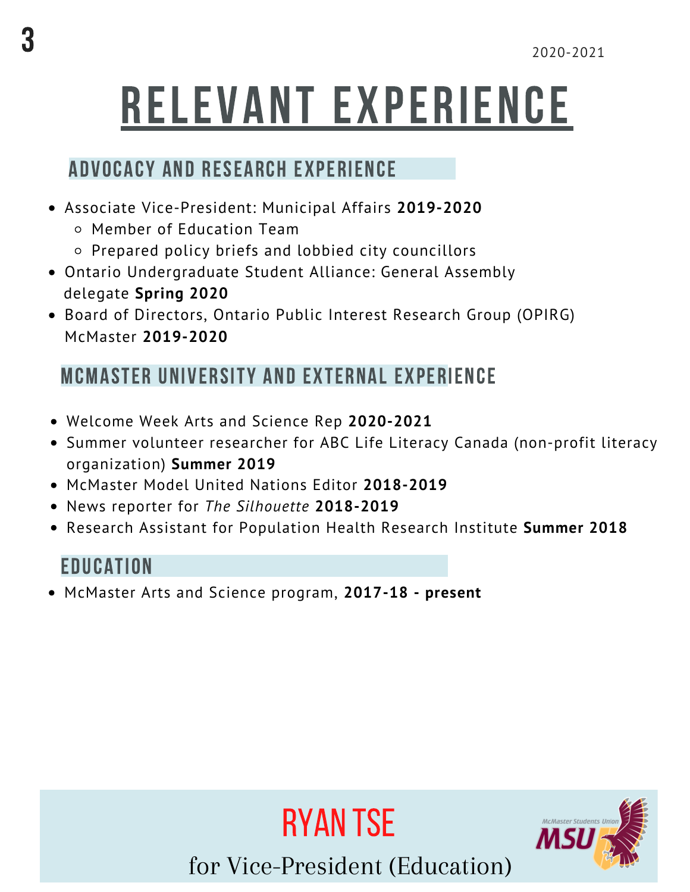# RELEVANT EXPERIENCE

## ADVOCACY AND RESEARCH EXPERIENCE

- Associate Vice-President: Municipal Affairs **2019-2020**
  - Member of Education Team
  - Prepared policy briefs and lobbied city councillors
- Ontario Undergraduate Student Alliance: General Assembly delegate **Spring 2020**
- Board of Directors, Ontario Public Interest Research Group (OPIRG) McMaster **2019-2020**

## MCMASTER UNIVERSITY AND EXTERNAL EXPERIENCE

- Welcome Week Arts and Science Rep **2020-2021**
- Summer volunteer researcher for ABC Life Literacy Canada (non-profit literacy organization) **Summer 2019**
- McMaster Model United Nations Editor **2018-2019**
- News reporter for *The Silhouette* **2018-2019**
- Research Assistant for Population Health Research Institute **Summer 2018**

## EDUCATION

- McMaster Arts and Science program, **2017-18 - present**

RYAN TSE

for Vice-President (Education)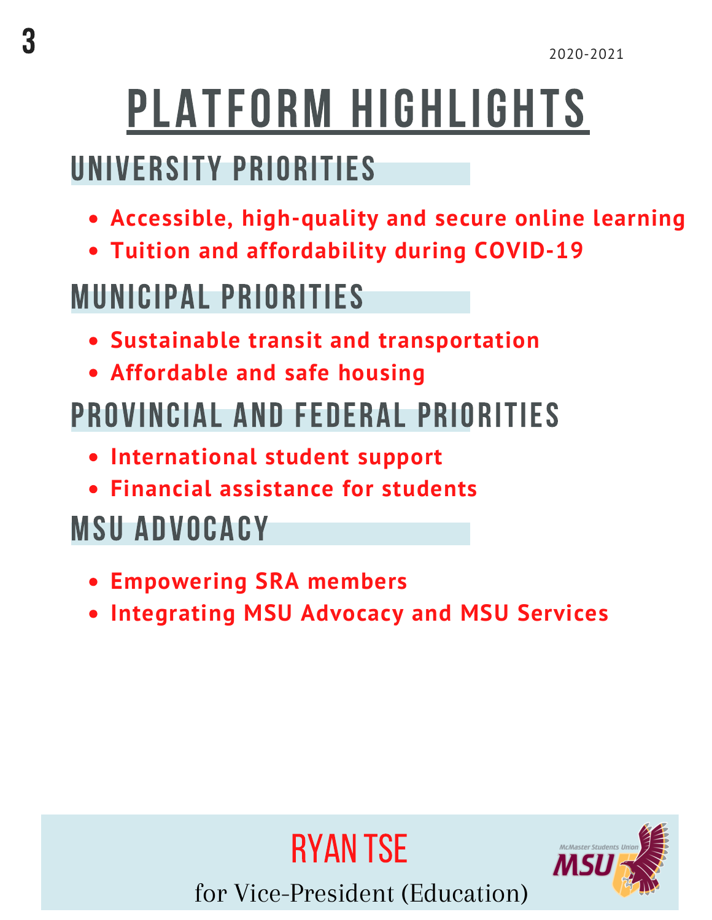2020-2021

# PLATFORM HIGHLIGHTS

## UNIVERSITY PRIORITIES

- **Accessible, high-quality and secure online learning**
- **Tuition and affordability during COVID-19**

## MUNICIPAL PRIORITIES

- **Sustainable transit and transportation**
- **Affordable and safe housing**

## PROVINCIAL AND FEDERAL PRIORITIES

- **International student support**
- **Financial assistance for students**

## MSU ADVOCACY

- **Empowering SRA members**
- **Integrating MSU Advocacy and MSU Services**

RYAN TSE

for Vice-President (Education)

McMaster Students Union MSU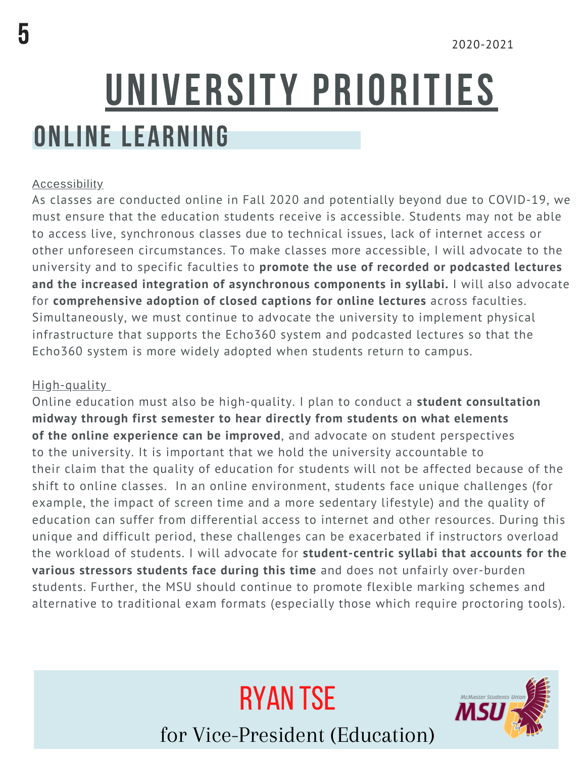2020-2021

# UNIVERSITY PRIORITIES

## ONLINE LEARNING

### Accessibility

As classes are conducted online in Fall 2020 and potentially beyond due to COVID-19, we must ensure that the education students receive is accessible. Students may not be able to access live, synchronous classes due to technical issues, lack of internet access or other unforeseen circumstances. To make classes more accessible, I will advocate to the university and to specific faculties to **promote the use of recorded or podcasted lectures and the increased integration of asynchronous components in syllabi.** I will also advocate for **comprehensive adoption of closed captions for online lectures** across faculties. Simultaneously, we must continue to advocate the university to implement physical infrastructure that supports the Echo360 system and podcasted lectures so that the Echo360 system is more widely adopted when students return to campus.

### High-quality

Online education must also be high-quality. I plan to conduct a **student consultation midway through first semester to hear directly from students on what elements of the online experience can be improved**, and advocate on student perspectives to the university. It is important that we hold the university accountable to their claim that the quality of education for students will not be affected because of the shift to online classes. In an online environment, students face unique challenges (for example, the impact of screen time and a more sedentary lifestyle) and the quality of education can suffer from differential access to internet and other resources. During this unique and difficult period, these challenges can be exacerbated if instructors overload the workload of students. I will advocate for **student-centric syllabi that accounts for the various stressors students face during this time** and does not unfairly over-burden students. Further, the MSU should continue to promote flexible marking schemes and alternative to traditional exam formats (especially those which require proctoring tools).

RYAN TSE

for Vice-President (Education)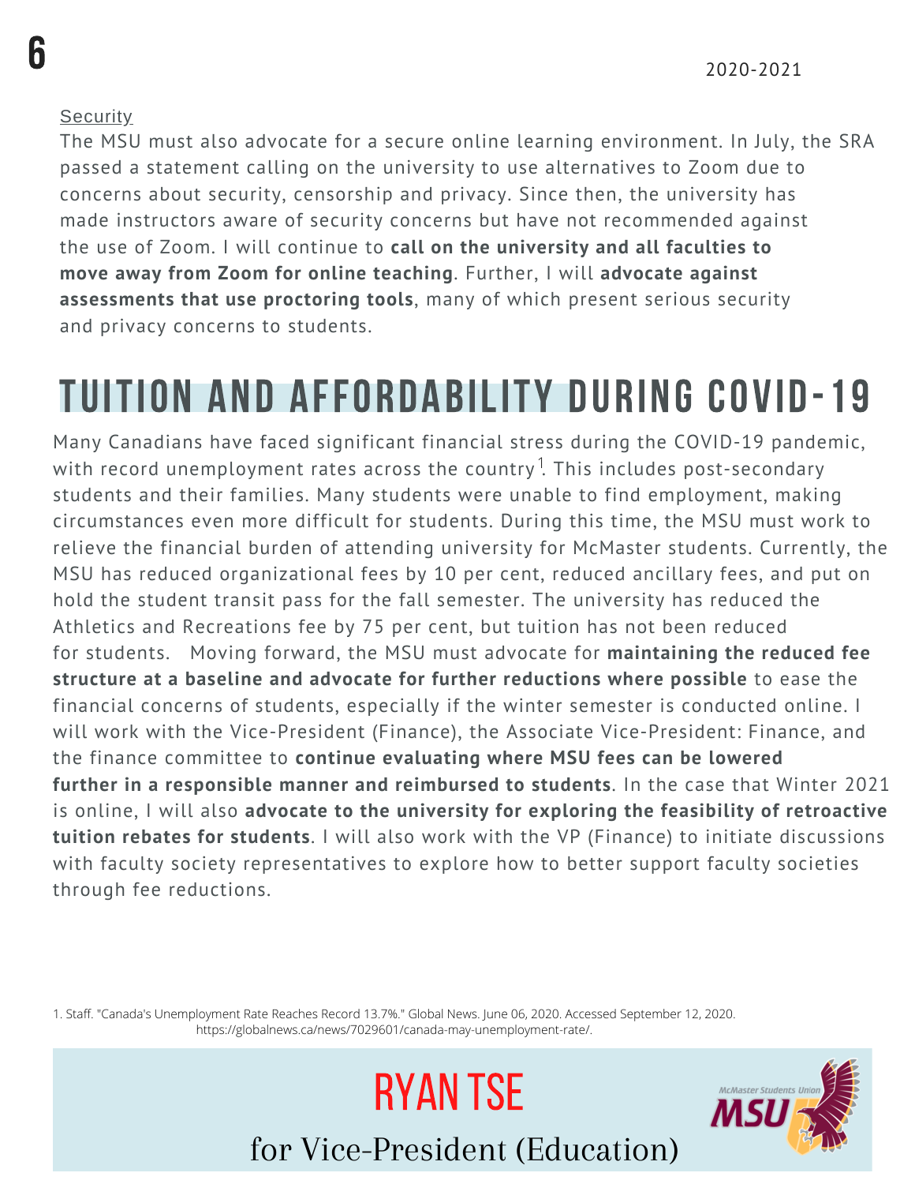Security

The MSU must also advocate for a secure online learning environment. In July, the SRA passed a statement calling on the university to use alternatives to Zoom due to concerns about security, censorship and privacy. Since then, the university has made instructors aware of security concerns but have not recommended against the use of Zoom. I will continue to **call on the university and all faculties to move away from Zoom for online teaching**. Further, I will **advocate against assessments that use proctoring tools**, many of which present serious security and privacy concerns to students.

# TUITION AND AFFORDABILITY DURING COVID-19

Many Canadians have faced significant financial stress during the COVID-19 pandemic, with record unemployment rates across the country[1]. This includes post-secondary students and their families. Many students were unable to find employment, making circumstances even more difficult for students. During this time, the MSU must work to relieve the financial burden of attending university for McMaster students. Currently, the MSU has reduced organizational fees by 10 per cent, reduced ancillary fees, and put on hold the student transit pass for the fall semester. The university has reduced the Athletics and Recreations fee by 75 per cent, but tuition has not been reduced for students. Moving forward, the MSU must advocate for **maintaining the reduced fee structure at a baseline and advocate for further reductions where possible** to ease the financial concerns of students, especially if the winter semester is conducted online. I will work with the Vice-President (Finance), the Associate Vice-President: Finance, and the finance committee to **continue evaluating where MSU fees can be lowered further in a responsible manner and reimbursed to students**. In the case that Winter 2021 is online, I will also **advocate to the university for exploring the feasibility of retroactive tuition rebates for students**. I will also work with the VP (Finance) to initiate discussions with faculty society representatives to explore how to better support faculty societies through fee reductions.

1. Staff. "Canada's Unemployment Rate Reaches Record 13.7%." Global News. June 06, 2020. Accessed September 12, 2020. https://globalnews.ca/news/7029601/canada-may-unemployment-rate/.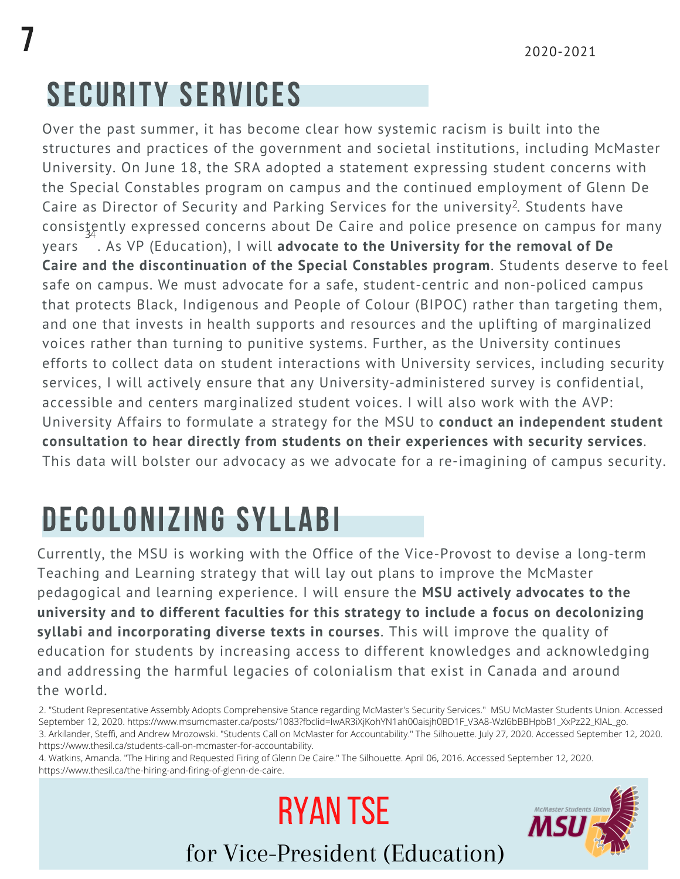## SECURITY SERVICES

Over the past summer, it has become clear how systemic racism is built into the structures and practices of the government and societal institutions, including McMaster University. On June 18, the SRA adopted a statement expressing student concerns with the Special Constables program on campus and the continued employment of Glenn De Caire as Director of Security and Parking Services for the university[2]. Students have consistently expressed concerns about De Caire and police presence on campus for many years[34]. As VP (Education), I will **advocate to the University for the removal of De Caire and the discontinuation of the Special Constables program**. Students deserve to feel safe on campus. We must advocate for a safe, student-centric and non-policed campus that protects Black, Indigenous and People of Colour (BIPOC) rather than targeting them, and one that invests in health supports and resources and the uplifting of marginalized voices rather than turning to punitive systems. Further, as the University continues efforts to collect data on student interactions with University services, including security services, I will actively ensure that any University-administered survey is confidential, accessible and centers marginalized student voices. I will also work with the AVP: University Affairs to formulate a strategy for the MSU to **conduct an independent student consultation to hear directly from students on their experiences with security services**. This data will bolster our advocacy as we advocate for a re-imagining of campus security.

## DECOLONIZING SYLLABI

Currently, the MSU is working with the Office of the Vice-Provost to devise a long-term Teaching and Learning strategy that will lay out plans to improve the McMaster pedagogical and learning experience. I will ensure the **MSU actively advocates to the university and to different faculties for this strategy to include a focus on decolonizing syllabi and incorporating diverse texts in courses**. This will improve the quality of education for students by increasing access to different knowledges and acknowledging and addressing the harmful legacies of colonialism that exist in Canada and around the world.

2. "Student Representative Assembly Adopts Comprehensive Stance regarding McMaster's Security Services." MSU McMaster Students Union. Accessed September 12, 2020. https://www.msumcmaster.ca/posts/1083?fbclid=IwAR3iXjKohYN1ah00aisjh0BD1F_V3A8-Wzl6bBBHpbB1_XxPz22_KIAL_go.
3. Arkilander, Steffi, and Andrew Mrozowski. "Students Call on McMaster for Accountability." The Silhouette. July 27, 2020. Accessed September 12, 2020. https://www.thesil.ca/students-call-on-mcmaster-for-accountability.
4. Watkins, Amanda. "The Hiring and Requested Firing of Glenn De Caire." The Silhouette. April 06, 2016. Accessed September 12, 2020. https://www.thesil.ca/the-hiring-and-firing-of-glenn-de-caire.

**RYAN TSE**

for Vice-President (Education)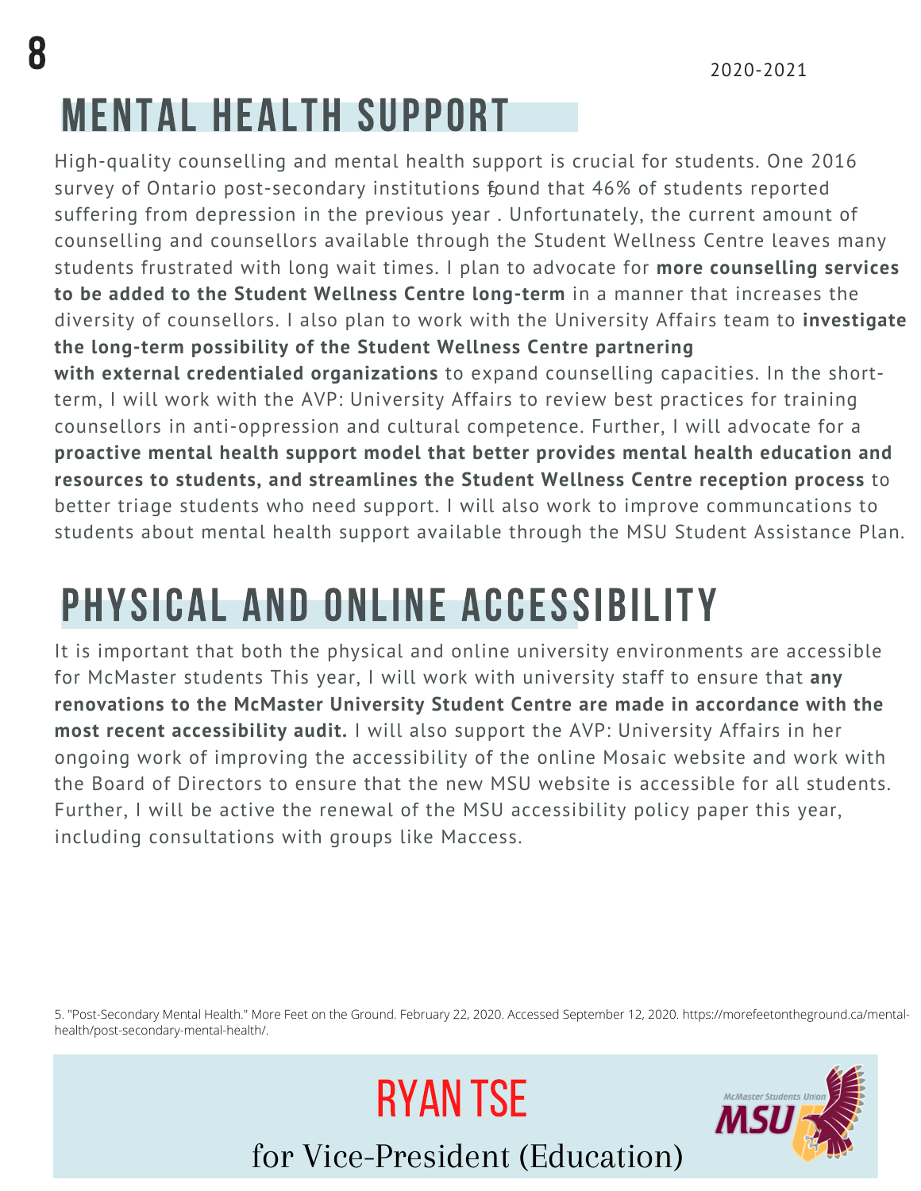# MENTAL HEALTH SUPPORT

High-quality counselling and mental health support is crucial for students. One 2016 survey of Ontario post-secondary institutions found[5] that 46% of students reported suffering from depression in the previous year . Unfortunately, the current amount of counselling and counsellors available through the Student Wellness Centre leaves many students frustrated with long wait times. I plan to advocate for **more counselling services to be added to the Student Wellness Centre long-term** in a manner that increases the diversity of counsellors. I also plan to work with the University Affairs team to **investigate the long-term possibility of the Student Wellness Centre partnering with external credentialed organizations** to expand counselling capacities. In the short-term, I will work with the AVP: University Affairs to review best practices for training counsellors in anti-oppression and cultural competence. Further, I will advocate for a **proactive mental health support model that better provides mental health education and resources to students, and streamlines the Student Wellness Centre reception process** to better triage students who need support. I will also work to improve communcations to students about mental health support available through the MSU Student Assistance Plan.

# PHYSICAL AND ONLINE ACCESSIBILITY

It is important that both the physical and online university environments are accessible for McMaster students This year, I will work with university staff to ensure that **any renovations to the McMaster University Student Centre are made in accordance with the most recent accessibility audit.** I will also support the AVP: University Affairs in her ongoing work of improving the accessibility of the online Mosaic website and work with the Board of Directors to ensure that the new MSU website is accessible for all students. Further, I will be active the renewal of the MSU accessibility policy paper this year, including consultations with groups like Maccess.

5. "Post-Secondary Mental Health." More Feet on the Ground. February 22, 2020. Accessed September 12, 2020. https://morefeetontheground.ca/mental-health/post-secondary-mental-health/.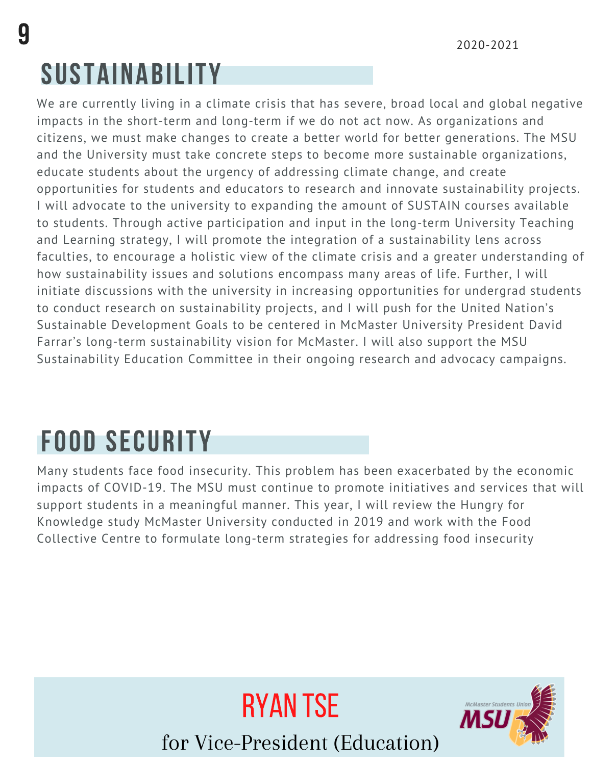## SUSTAINABILITY

We are currently living in a climate crisis that has severe, broad local and global negative impacts in the short-term and long-term if we do not act now. As organizations and citizens, we must make changes to create a better world for better generations. The MSU and the University must take concrete steps to become more sustainable organizations, educate students about the urgency of addressing climate change, and create opportunities for students and educators to research and innovate sustainability projects. I will advocate to the university to expanding the amount of SUSTAIN courses available to students. Through active participation and input in the long-term University Teaching and Learning strategy, I will promote the integration of a sustainability lens across faculties, to encourage a holistic view of the climate crisis and a greater understanding of how sustainability issues and solutions encompass many areas of life. Further, I will initiate discussions with the university in increasing opportunities for undergrad students to conduct research on sustainability projects, and I will push for the United Nation's Sustainable Development Goals to be centered in McMaster University President David Farrar's long-term sustainability vision for McMaster. I will also support the MSU Sustainability Education Committee in their ongoing research and advocacy campaigns.

## FOOD SECURITY

Many students face food insecurity. This problem has been exacerbated by the economic impacts of COVID-19. The MSU must continue to promote initiatives and services that will support students in a meaningful manner. This year, I will review the Hungry for Knowledge study McMaster University conducted in 2019 and work with the Food Collective Centre to formulate long-term strategies for addressing food insecurity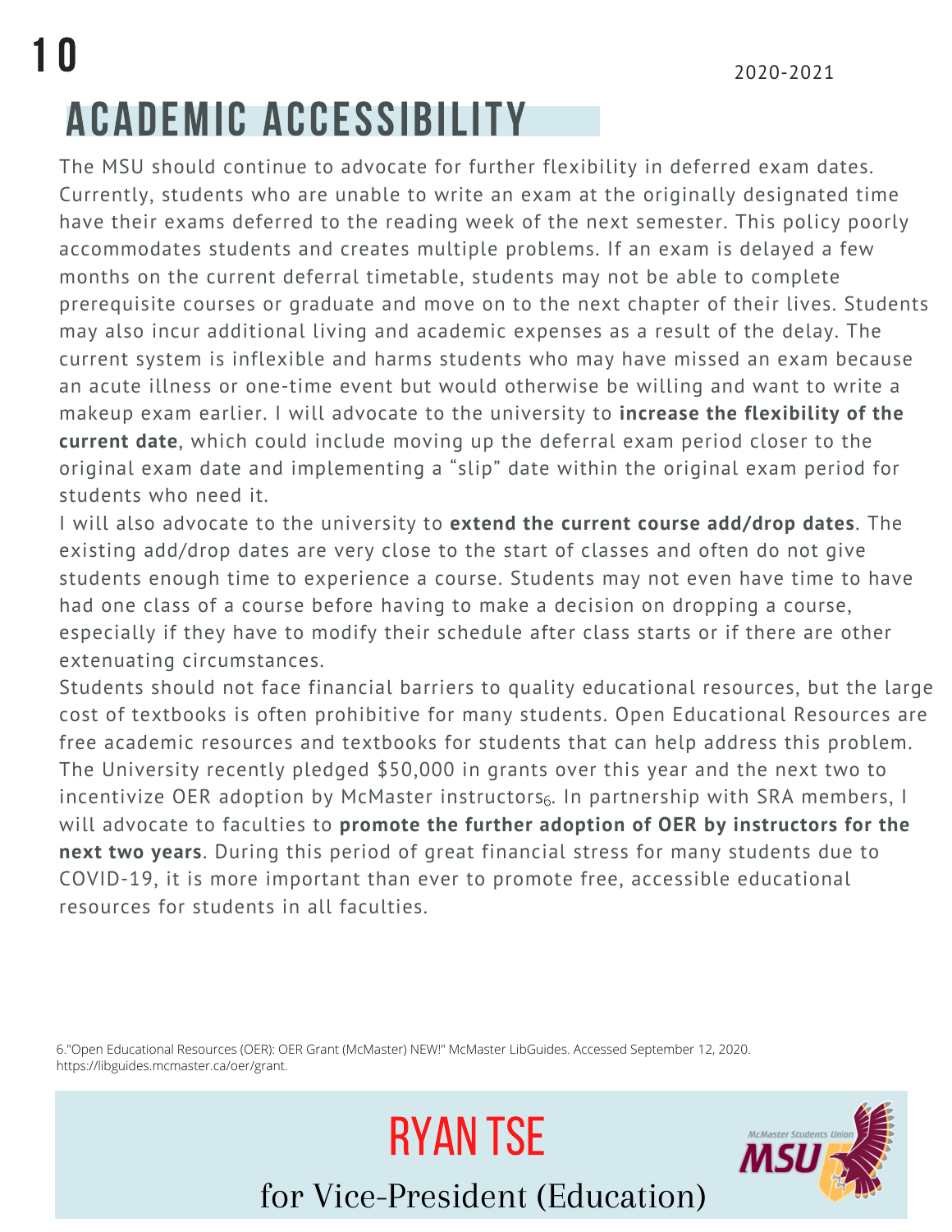# ACADEMIC ACCESSIBILITY

The MSU should continue to advocate for further flexibility in deferred exam dates. Currently, students who are unable to write an exam at the originally designated time have their exams deferred to the reading week of the next semester. This policy poorly accommodates students and creates multiple problems. If an exam is delayed a few months on the current deferral timetable, students may not be able to complete prerequisite courses or graduate and move on to the next chapter of their lives. Students may also incur additional living and academic expenses as a result of the delay. The current system is inflexible and harms students who may have missed an exam because an acute illness or one-time event but would otherwise be willing and want to write a makeup exam earlier. I will advocate to the university to **increase the flexibility of the current date**, which could include moving up the deferral exam period closer to the original exam date and implementing a "slip" date within the original exam period for students who need it.

I will also advocate to the university to **extend the current course add/drop dates**. The existing add/drop dates are very close to the start of classes and often do not give students enough time to experience a course. Students may not even have time to have had one class of a course before having to make a decision on dropping a course, especially if they have to modify their schedule after class starts or if there are other extenuating circumstances.

Students should not face financial barriers to quality educational resources, but the large cost of textbooks is often prohibitive for many students. Open Educational Resources are free academic resources and textbooks for students that can help address this problem. The University recently pledged $50,000 in grants over this year and the next two to incentivize OER adoption by McMaster instructors[6]. In partnership with SRA members, I will advocate to faculties to **promote the further adoption of OER by instructors for the next two years**. During this period of great financial stress for many students due to COVID-19, it is more important than ever to promote free, accessible educational resources for students in all faculties.

6."Open Educational Resources (OER): OER Grant (McMaster) NEW!" McMaster LibGuides. Accessed September 12, 2020. https://libguides.mcmaster.ca/oer/grant.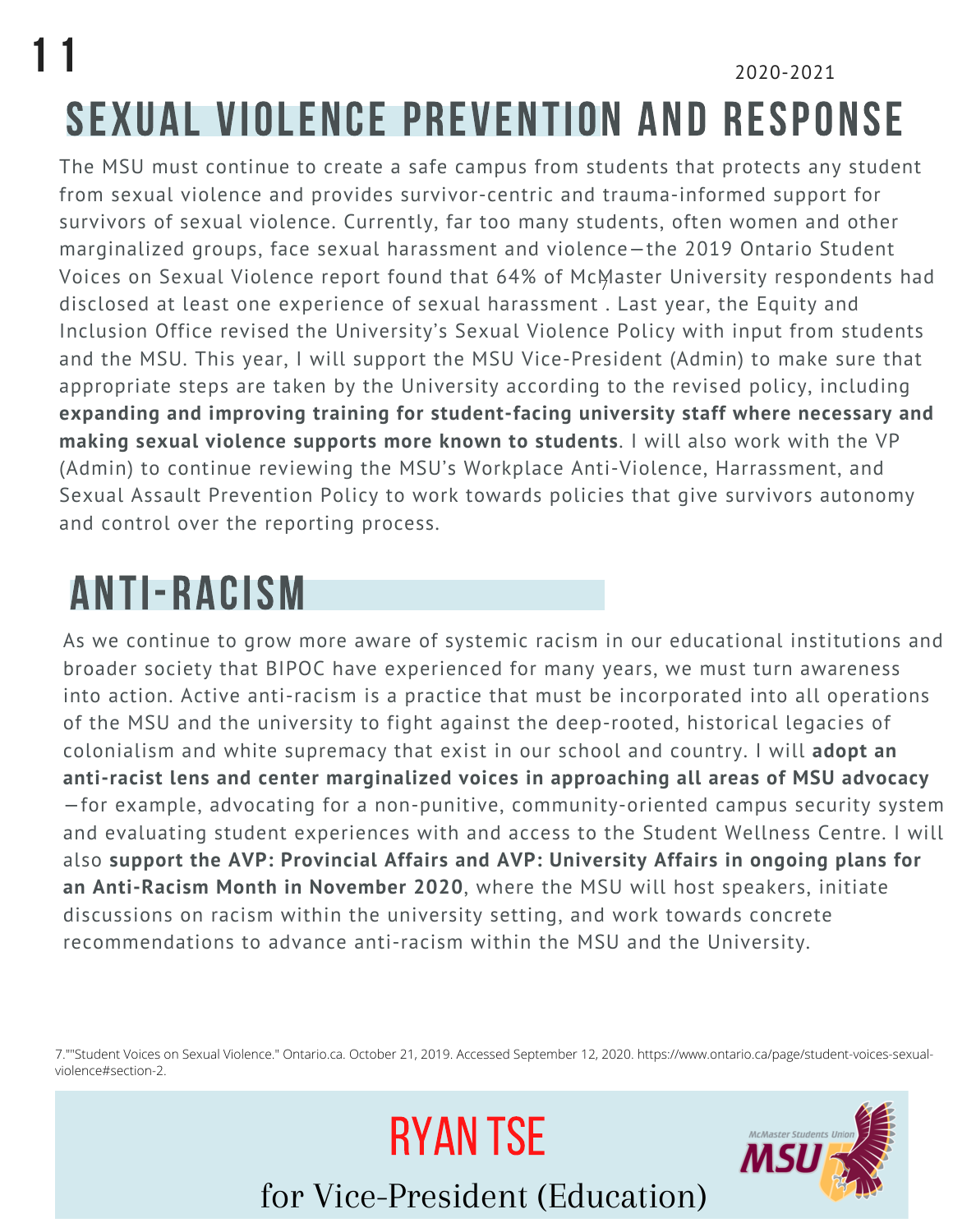## SEXUAL VIOLENCE PREVENTION AND RESPONSE

The MSU must continue to create a safe campus from students that protects any student from sexual violence and provides survivor-centric and trauma-informed support for survivors of sexual violence. Currently, far too many students, often women and other marginalized groups, face sexual harassment and violence—the 2019 Ontario Student Voices on Sexual Violence report found that 64% of McMaster University respondents had disclosed at least one experience of sexual harassment[7]. Last year, the Equity and Inclusion Office revised the University's Sexual Violence Policy with input from students and the MSU. This year, I will support the MSU Vice-President (Admin) to make sure that appropriate steps are taken by the University according to the revised policy, including **expanding and improving training for student-facing university staff where necessary and making sexual violence supports more known to students**. I will also work with the VP (Admin) to continue reviewing the MSU's Workplace Anti-Violence, Harrassment, and Sexual Assault Prevention Policy to work towards policies that give survivors autonomy and control over the reporting process.

## ANTI-RACISM

As we continue to grow more aware of systemic racism in our educational institutions and broader society that BIPOC have experienced for many years, we must turn awareness into action. Active anti-racism is a practice that must be incorporated into all operations of the MSU and the university to fight against the deep-rooted, historical legacies of colonialism and white supremacy that exist in our school and country. I will **adopt an anti-racist lens and center marginalized voices in approaching all areas of MSU advocacy** —for example, advocating for a non-punitive, community-oriented campus security system and evaluating student experiences with and access to the Student Wellness Centre. I will also **support the AVP: Provincial Affairs and AVP: University Affairs in ongoing plans for an Anti-Racism Month in November 2020**, where the MSU will host speakers, initiate discussions on racism within the university setting, and work towards concrete recommendations to advance anti-racism within the MSU and the University.

7.""Student Voices on Sexual Violence." Ontario.ca. October 21, 2019. Accessed September 12, 2020. https://www.ontario.ca/page/student-voices-sexual-violence#section-2.

**RYAN TSE**

for Vice-President (Education)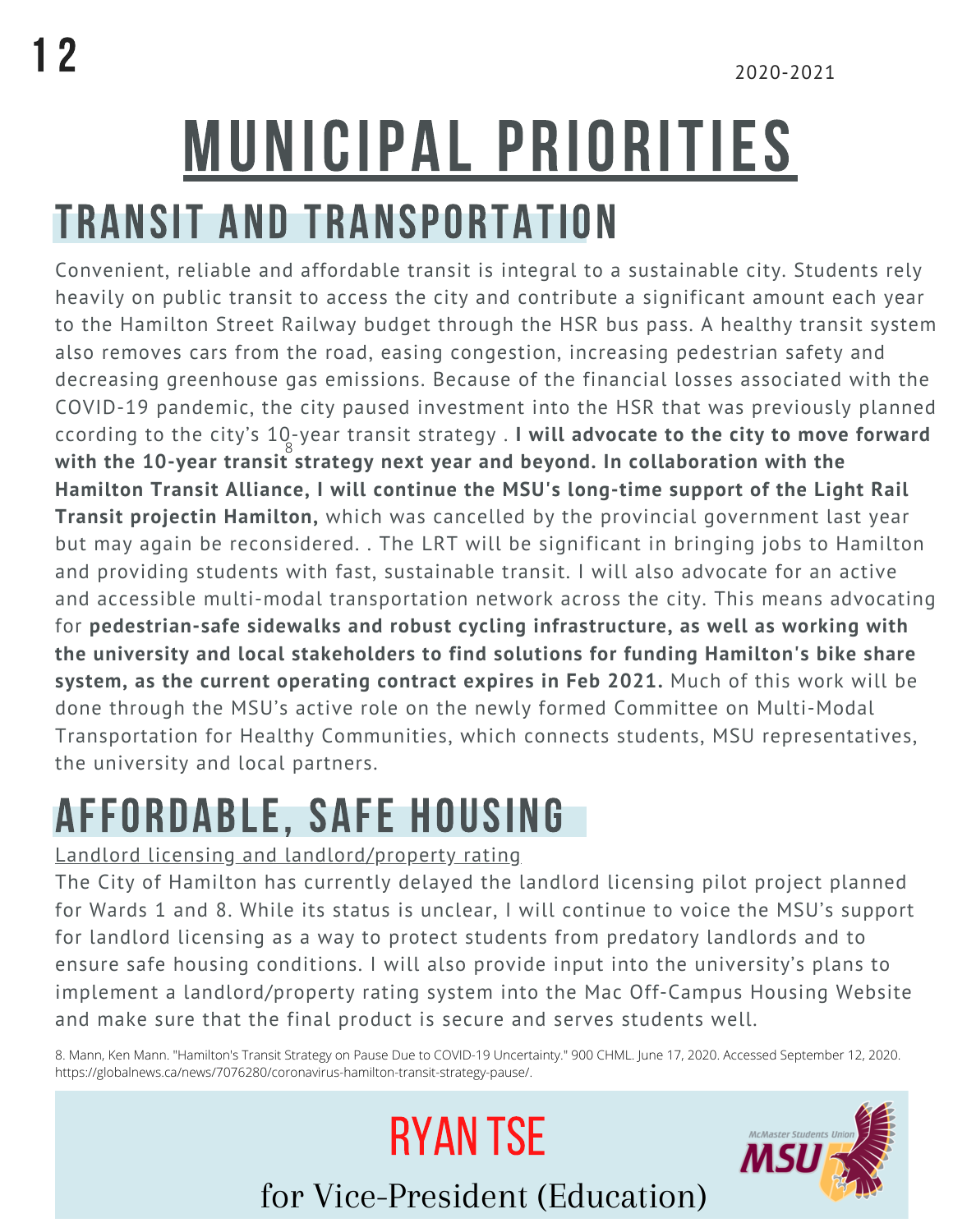# MUNICIPAL PRIORITIES

## TRANSIT AND TRANSPORTATION

Convenient, reliable and affordable transit is integral to a sustainable city. Students rely heavily on public transit to access the city and contribute a significant amount each year to the Hamilton Street Railway budget through the HSR bus pass. A healthy transit system also removes cars from the road, easing congestion, increasing pedestrian safety and decreasing greenhouse gas emissions. Because of the financial losses associated with the COVID-19 pandemic, the city paused investment into the HSR that was previously planned ccording to the city's 10-year transit strategy[8]. **I will advocate to the city to move forward with the 10-year transit strategy next year and beyond. In collaboration with the Hamilton Transit Alliance, I will continue the MSU's long-time support of the Light Rail Transit projectin Hamilton,** which was cancelled by the provincial government last year but may again be reconsidered. . The LRT will be significant in bringing jobs to Hamilton and providing students with fast, sustainable transit. I will also advocate for an active and accessible multi-modal transportation network across the city. This means advocating for **pedestrian-safe sidewalks and robust cycling infrastructure, as well as working with the university and local stakeholders to find solutions for funding Hamilton's bike share system, as the current operating contract expires in Feb 2021.** Much of this work will be done through the MSU's active role on the newly formed Committee on Multi-Modal Transportation for Healthy Communities, which connects students, MSU representatives, the university and local partners.

## AFFORDABLE, SAFE HOUSING

Landlord licensing and landlord/property rating

The City of Hamilton has currently delayed the landlord licensing pilot project planned for Wards 1 and 8. While its status is unclear, I will continue to voice the MSU's support for landlord licensing as a way to protect students from predatory landlords and to ensure safe housing conditions. I will also provide input into the university's plans to implement a landlord/property rating system into the Mac Off-Campus Housing Website and make sure that the final product is secure and serves students well.

8. Mann, Ken Mann. "Hamilton's Transit Strategy on Pause Due to COVID-19 Uncertainty." 900 CHML. June 17, 2020. Accessed September 12, 2020. https://globalnews.ca/news/7076280/coronavirus-hamilton-transit-strategy-pause/.

RYAN TSE

for Vice-President (Education)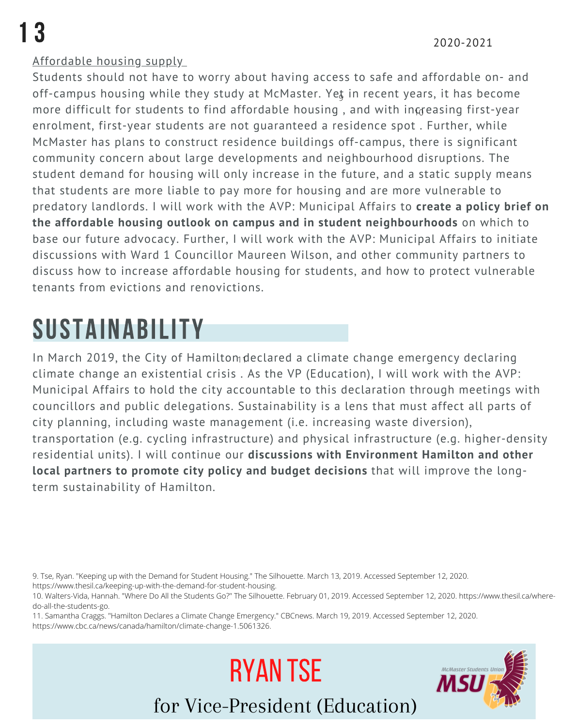Affordable housing supply

Students should not have to worry about having access to safe and affordable on- and off-campus housing while they study at McMaster. Yet in recent years, it has become more difficult for students to find affordable housing[9], and with increasing first-year enrolment, first-year students are not guaranteed a residence spot[10]. Further, while McMaster has plans to construct residence buildings off-campus, there is significant community concern about large developments and neighbourhood disruptions. The student demand for housing will only increase in the future, and a static supply means that students are more liable to pay more for housing and are more vulnerable to predatory landlords. I will work with the AVP: Municipal Affairs to **create a policy brief on the affordable housing outlook on campus and in student neighbourhoods** on which to base our future advocacy. Further, I will work with the AVP: Municipal Affairs to initiate discussions with Ward 1 Councillor Maureen Wilson, and other community partners to discuss how to increase affordable housing for students, and how to protect vulnerable tenants from evictions and renovictions.

# SUSTAINABILITY

In March 2019, the City of Hamilton declared a climate change emergency declaring climate change an existential crisis[11]. As the VP (Education), I will work with the AVP: Municipal Affairs to hold the city accountable to this declaration through meetings with councillors and public delegations. Sustainability is a lens that must affect all parts of city planning, including waste management (i.e. increasing waste diversion), transportation (e.g. cycling infrastructure) and physical infrastructure (e.g. higher-density residential units). I will continue our **discussions with Environment Hamilton and other local partners to promote city policy and budget decisions** that will improve the long-term sustainability of Hamilton.

9. Tse, Ryan. "Keeping up with the Demand for Student Housing." The Silhouette. March 13, 2019. Accessed September 12, 2020. https://www.thesil.ca/keeping-up-with-the-demand-for-student-housing.
10. Walters-Vida, Hannah. "Where Do All the Students Go?" The Silhouette. February 01, 2019. Accessed September 12, 2020. https://www.thesil.ca/where-do-all-the-students-go.
11. Samantha Craggs. "Hamilton Declares a Climate Change Emergency." CBCnews. March 19, 2019. Accessed September 12, 2020. https://www.cbc.ca/news/canada/hamilton/climate-change-1.5061326.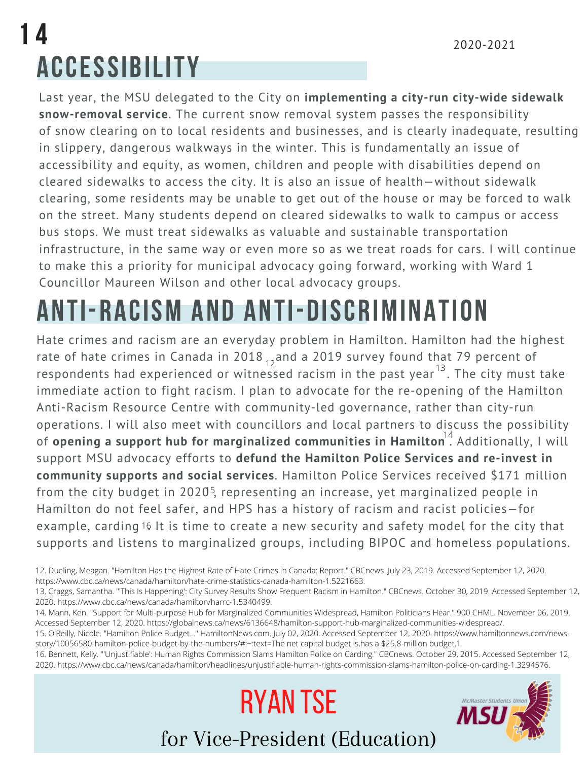## ACCESSIBILITY

Last year, the MSU delegated to the City on **implementing a city-run city-wide sidewalk snow-removal service**. The current snow removal system passes the responsibility of snow clearing on to local residents and businesses, and is clearly inadequate, resulting in slippery, dangerous walkways in the winter. This is fundamentally an issue of accessibility and equity, as women, children and people with disabilities depend on cleared sidewalks to access the city. It is also an issue of health—without sidewalk clearing, some residents may be unable to get out of the house or may be forced to walk on the street. Many students depend on cleared sidewalks to walk to campus or access bus stops. We must treat sidewalks as valuable and sustainable transportation infrastructure, in the same way or even more so as we treat roads for cars. I will continue to make this a priority for municipal advocacy going forward, working with Ward 1 Councillor Maureen Wilson and other local advocacy groups.

## ANTI-RACISM AND ANTI-DISCRIMINATION

Hate crimes and racism are an everyday problem in Hamilton. Hamilton had the highest rate of hate crimes in Canada in 2018 [12] and a 2019 survey found that 79 percent of respondents had experienced or witnessed racism in the past year [13]. The city must take immediate action to fight racism. I plan to advocate for the re-opening of the Hamilton Anti-Racism Resource Centre with community-led governance, rather than city-run operations. I will also meet with councillors and local partners to discuss the possibility of **opening a support hub for marginalized communities in Hamilton** [14]. Additionally, I will support MSU advocacy efforts to **defund the Hamilton Police Services and re-invest in community supports and social services**. Hamilton Police Services received $171 million from the city budget in 2020 [15], representing an increase, yet marginalized people in Hamilton do not feel safer, and HPS has a history of racism and racist policies—for example, carding [16]. It is time to create a new security and safety model for the city that supports and listens to marginalized groups, including BIPOC and homeless populations.

12. Dueling, Meagan. "Hamilton Has the Highest Rate of Hate Crimes in Canada: Report." CBCnews. July 23, 2019. Accessed September 12, 2020. https://www.cbc.ca/news/canada/hamilton/hate-crime-statistics-canada-hamilton-1.5221663.
13. Craggs, Samantha. "'This Is Happening': City Survey Results Show Frequent Racism in Hamilton." CBCnews. October 30, 2019. Accessed September 12, 2020. https://www.cbc.ca/news/canada/hamilton/harrc-1.5340499.
14. Mann, Ken. "Support for Multi-purpose Hub for Marginalized Communities Widespread, Hamilton Politicians Hear." 900 CHML. November 06, 2019. Accessed September 12, 2020. https://globalnews.ca/news/6136648/hamilton-support-hub-marginalized-communities-widespread/.
15. O'Reilly, Nicole. "Hamilton Police Budget..." HamiltonNews.com. July 02, 2020. Accessed September 12, 2020. https://www.hamiltonnews.com/news-story/10056580-hamilton-police-budget-by-the-numbers/#:~:text=The net capital budget is,has a $25.8-million budget.1
16. Bennett, Kelly. "'Unjustifiable': Human Rights Commission Slams Hamilton Police on Carding." CBCnews. October 29, 2015. Accessed September 12, 2020. https://www.cbc.ca/news/canada/hamilton/headlines/unjustifiable-human-rights-commission-slams-hamilton-police-on-carding-1.3294576.

RYAN TSE

for Vice-President (Education)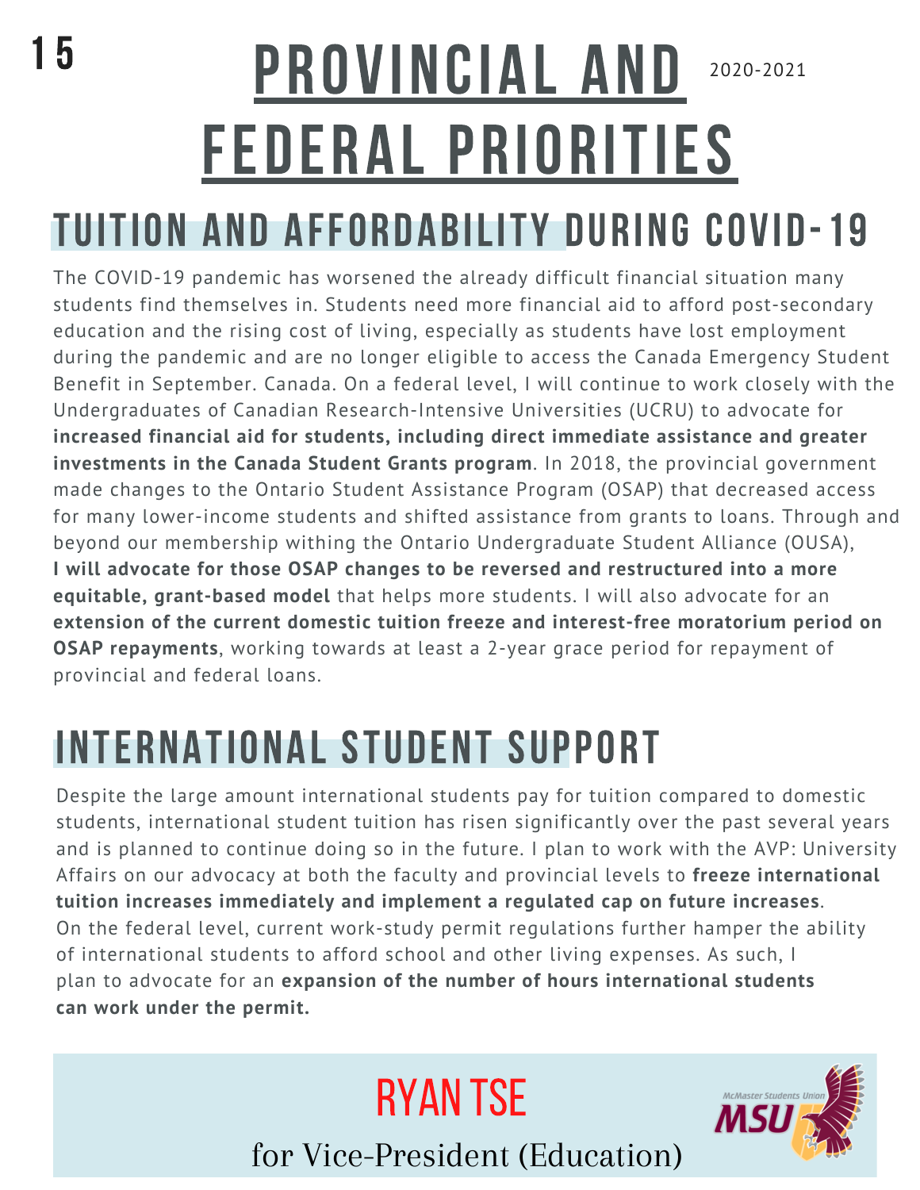# PROVINCIAL AND FEDERAL PRIORITIES

2020-2021

## TUITION AND AFFORDABILITY DURING COVID-19

The COVID-19 pandemic has worsened the already difficult financial situation many students find themselves in. Students need more financial aid to afford post-secondary education and the rising cost of living, especially as students have lost employment during the pandemic and are no longer eligible to access the Canada Emergency Student Benefit in September. Canada. On a federal level, I will continue to work closely with the Undergraduates of Canadian Research-Intensive Universities (UCRU) to advocate for **increased financial aid for students, including direct immediate assistance and greater investments in the Canada Student Grants program**. In 2018, the provincial government made changes to the Ontario Student Assistance Program (OSAP) that decreased access for many lower-income students and shifted assistance from grants to loans. Through and beyond our membership withing the Ontario Undergraduate Student Alliance (OUSA), **I will advocate for those OSAP changes to be reversed and restructured into a more equitable, grant-based model** that helps more students. I will also advocate for an **extension of the current domestic tuition freeze and interest-free moratorium period on OSAP repayments**, working towards at least a 2-year grace period for repayment of provincial and federal loans.

## INTERNATIONAL STUDENT SUPPORT

Despite the large amount international students pay for tuition compared to domestic students, international student tuition has risen significantly over the past several years and is planned to continue doing so in the future. I plan to work with the AVP: University Affairs on our advocacy at both the faculty and provincial levels to **freeze international tuition increases immediately and implement a regulated cap on future increases**. On the federal level, current work-study permit regulations further hamper the ability of international students to afford school and other living expenses. As such, I plan to advocate for an **expansion of the number of hours international students can work under the permit.**

RYAN TSE

for Vice-President (Education)

McMaster Students Union MSU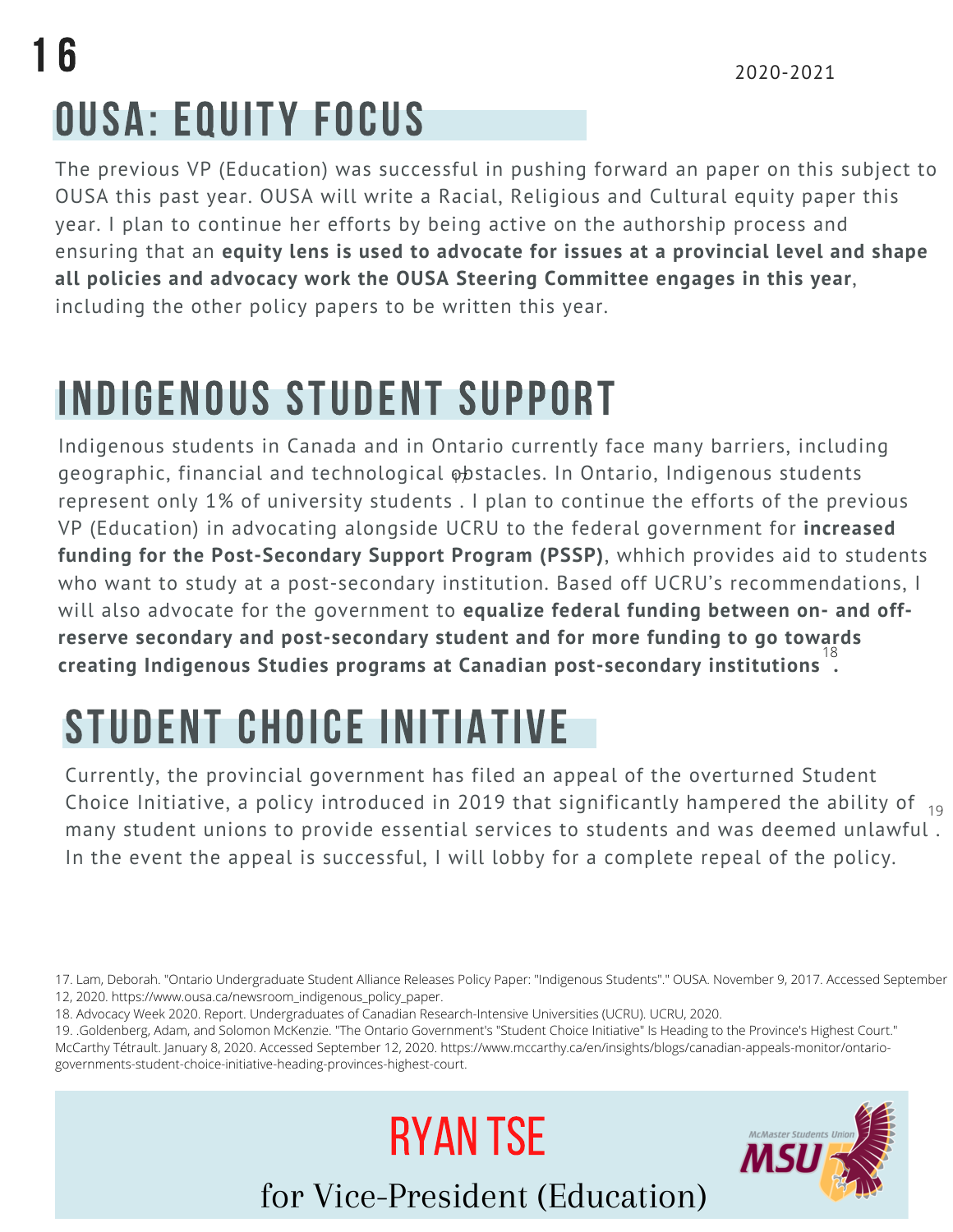## OUSA: EQUITY FOCUS

The previous VP (Education) was successful in pushing forward an paper on this subject to OUSA this past year. OUSA will write a Racial, Religious and Cultural equity paper this year. I plan to continue her efforts by being active on the authorship process and ensuring that an **equity lens is used to advocate for issues at a provincial level and shape all policies and advocacy work the OUSA Steering Committee engages in this year**, including the other policy papers to be written this year.

## INDIGENOUS STUDENT SUPPORT

Indigenous students in Canada and in Ontario currently face many barriers, including geographic, financial and technological obstacles. In Ontario, Indigenous students represent only 1% of university students[17]. I plan to continue the efforts of the previous VP (Education) in advocating alongside UCRU to the federal government for **increased funding for the Post-Secondary Support Program (PSSP)**, whhich provides aid to students who want to study at a post-secondary institution. Based off UCRU's recommendations, I will also advocate for the government to **equalize federal funding between on- and off-reserve secondary and post-secondary student and for more funding to go towards creating Indigenous Studies programs at Canadian post-secondary institutions[18].**

## STUDENT CHOICE INITIATIVE

Currently, the provincial government has filed an appeal of the overturned Student Choice Initiative, a policy introduced in 2019 that significantly hampered the ability of many student unions to provide essential services to students and was deemed unlawful[19]. In the event the appeal is successful, I will lobby for a complete repeal of the policy.

17. Lam, Deborah. "Ontario Undergraduate Student Alliance Releases Policy Paper: "Indigenous Students"." OUSA. November 9, 2017. Accessed September 12, 2020. https://www.ousa.ca/newsroom_indigenous_policy_paper.
18. Advocacy Week 2020. Report. Undergraduates of Canadian Research-Intensive Universities (UCRU). UCRU, 2020.
19. .Goldenberg, Adam, and Solomon McKenzie. "The Ontario Government's "Student Choice Initiative" Is Heading to the Province's Highest Court." McCarthy Tétrault. January 8, 2020. Accessed September 12, 2020. https://www.mccarthy.ca/en/insights/blogs/canadian-appeals-monitor/ontario-governments-student-choice-initiative-heading-provinces-highest-court.

RYAN TSE

for Vice-President (Education)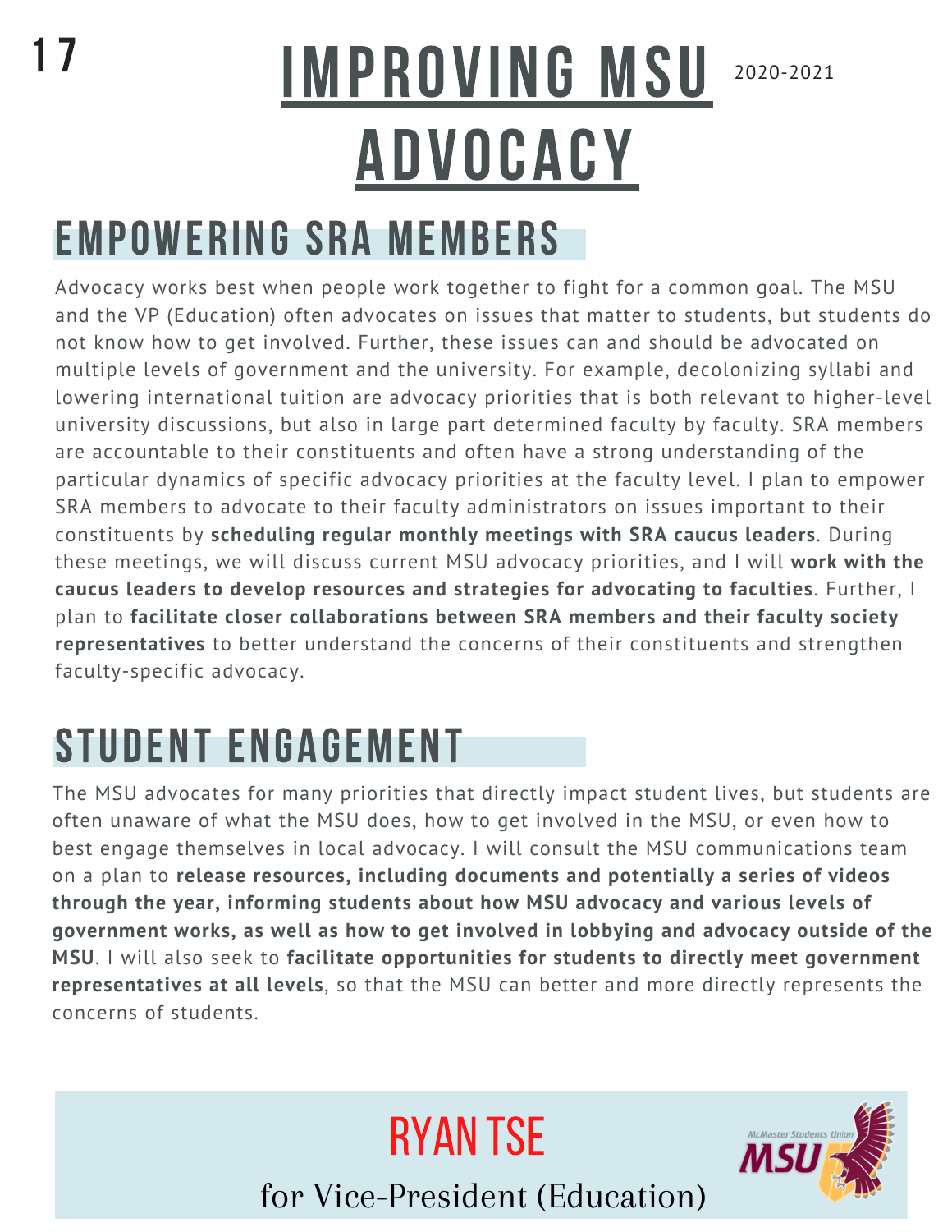# IMPROVING MSU ADVOCACY

2020-2021

## EMPOWERING SRA MEMBERS

Advocacy works best when people work together to fight for a common goal. The MSU and the VP (Education) often advocates on issues that matter to students, but students do not know how to get involved. Further, these issues can and should be advocated on multiple levels of government and the university. For example, decolonizing syllabi and lowering international tuition are advocacy priorities that is both relevant to higher-level university discussions, but also in large part determined faculty by faculty. SRA members are accountable to their constituents and often have a strong understanding of the particular dynamics of specific advocacy priorities at the faculty level. I plan to empower SRA members to advocate to their faculty administrators on issues important to their constituents by **scheduling regular monthly meetings with SRA caucus leaders**. During these meetings, we will discuss current MSU advocacy priorities, and I will **work with the caucus leaders to develop resources and strategies for advocating to faculties**. Further, I plan to **facilitate closer collaborations between SRA members and their faculty society representatives** to better understand the concerns of their constituents and strengthen faculty-specific advocacy.

## STUDENT ENGAGEMENT

The MSU advocates for many priorities that directly impact student lives, but students are often unaware of what the MSU does, how to get involved in the MSU, or even how to best engage themselves in local advocacy. I will consult the MSU communications team on a plan to **release resources, including documents and potentially a series of videos through the year, informing students about how MSU advocacy and various levels of government works, as well as how to get involved in lobbying and advocacy outside of the MSU**. I will also seek to **facilitate opportunities for students to directly meet government representatives at all levels**, so that the MSU can better and more directly represents the concerns of students.

RYAN TSE

for Vice-President (Education)

McMaster Students Union MSU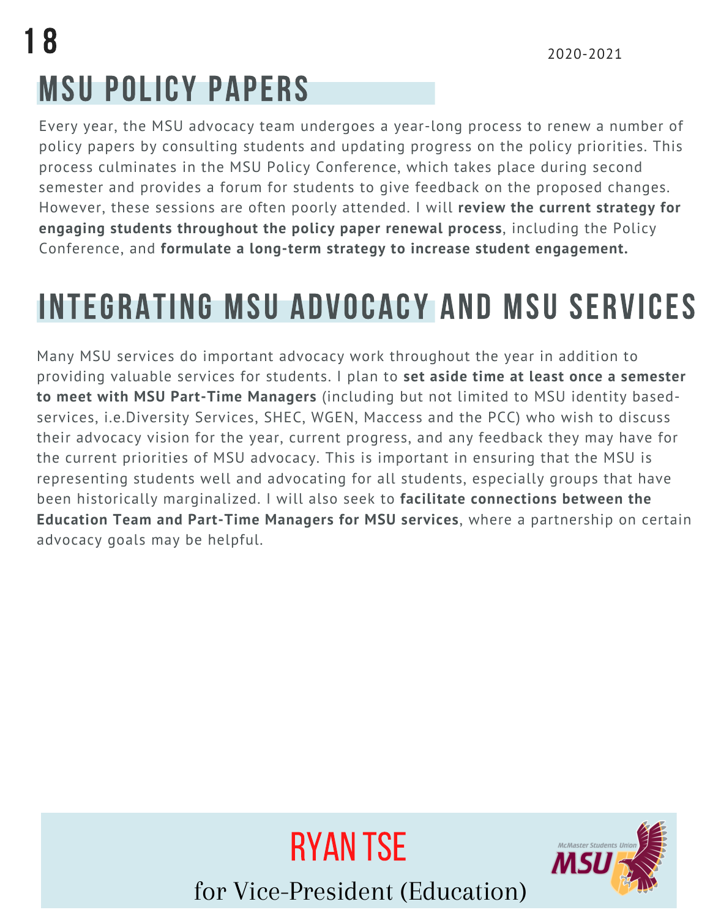## MSU POLICY PAPERS

Every year, the MSU advocacy team undergoes a year-long process to renew a number of policy papers by consulting students and updating progress on the policy priorities. This process culminates in the MSU Policy Conference, which takes place during second semester and provides a forum for students to give feedback on the proposed changes. However, these sessions are often poorly attended. I will **review the current strategy for engaging students throughout the policy paper renewal process**, including the Policy Conference, and **formulate a long-term strategy to increase student engagement.**

## INTEGRATING MSU ADVOCACY AND MSU SERVICES

Many MSU services do important advocacy work throughout the year in addition to providing valuable services for students. I plan to **set aside time at least once a semester to meet with MSU Part-Time Managers** (including but not limited to MSU identity based-services, i.e.Diversity Services, SHEC, WGEN, Maccess and the PCC) who wish to discuss their advocacy vision for the year, current progress, and any feedback they may have for the current priorities of MSU advocacy. This is important in ensuring that the MSU is representing students well and advocating for all students, especially groups that have been historically marginalized. I will also seek to **facilitate connections between the Education Team and Part-Time Managers for MSU services**, where a partnership on certain advocacy goals may be helpful.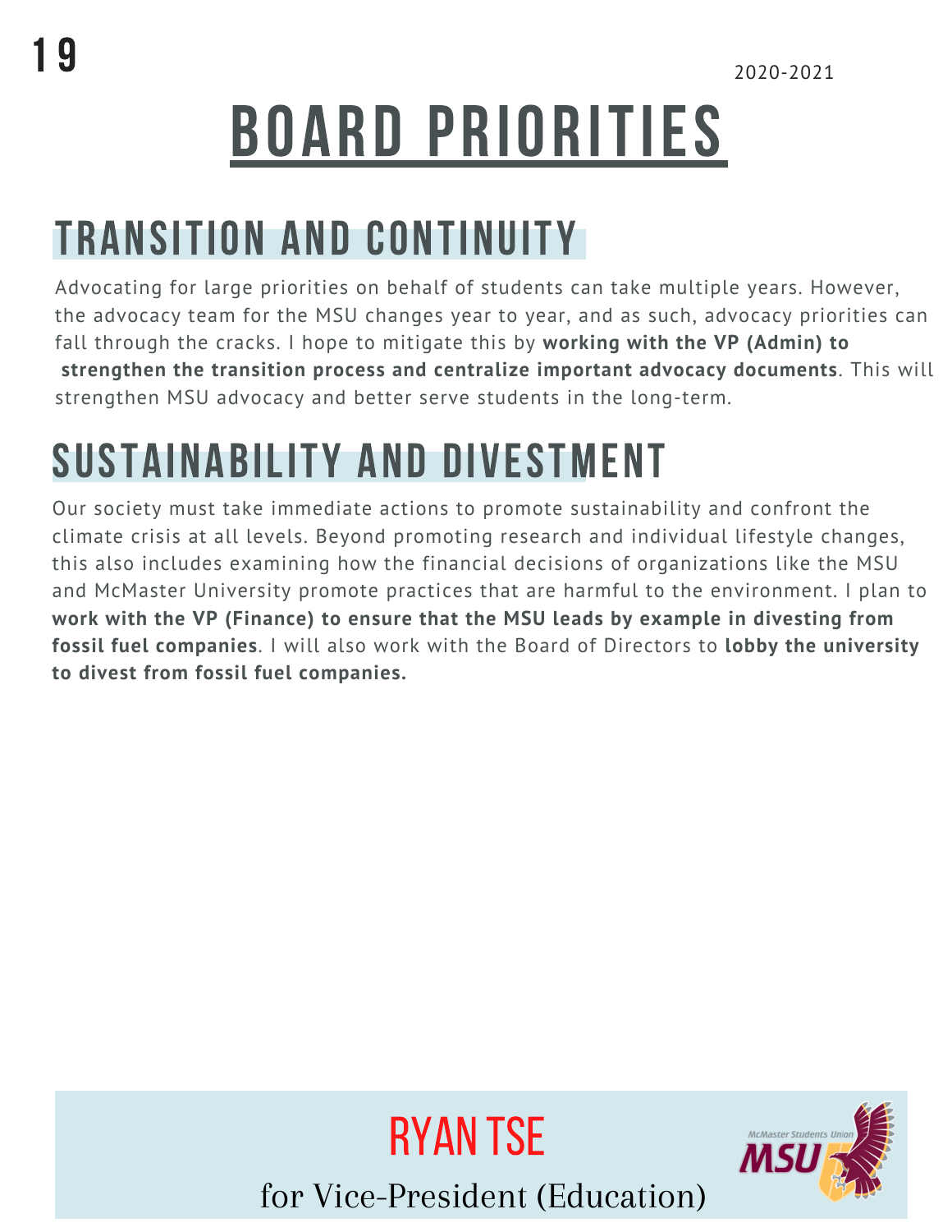2020-2021

# BOARD PRIORITIES

## TRANSITION AND CONTINUITY

Advocating for large priorities on behalf of students can take multiple years. However, the advocacy team for the MSU changes year to year, and as such, advocacy priorities can fall through the cracks. I hope to mitigate this by **working with the VP (Admin) to strengthen the transition process and centralize important advocacy documents**. This will strengthen MSU advocacy and better serve students in the long-term.

## SUSTAINABILITY AND DIVESTMENT

Our society must take immediate actions to promote sustainability and confront the climate crisis at all levels. Beyond promoting research and individual lifestyle changes, this also includes examining how the financial decisions of organizations like the MSU and McMaster University promote practices that are harmful to the environment. I plan to **work with the VP (Finance) to ensure that the MSU leads by example in divesting from fossil fuel companies**. I will also work with the Board of Directors to **lobby the university to divest from fossil fuel companies.**

RYAN TSE

for Vice-President (Education)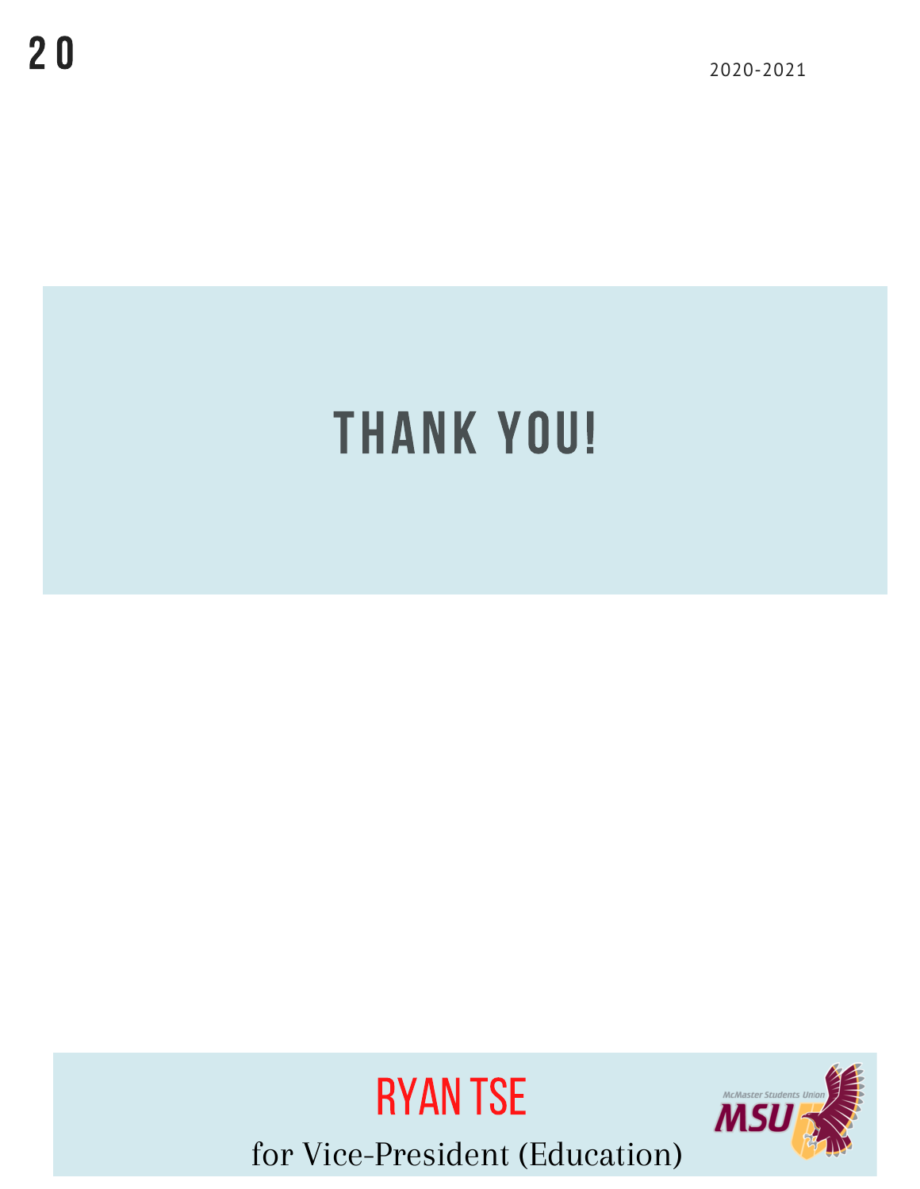# THANK YOU!

RYAN TSE

for Vice-President (Education)